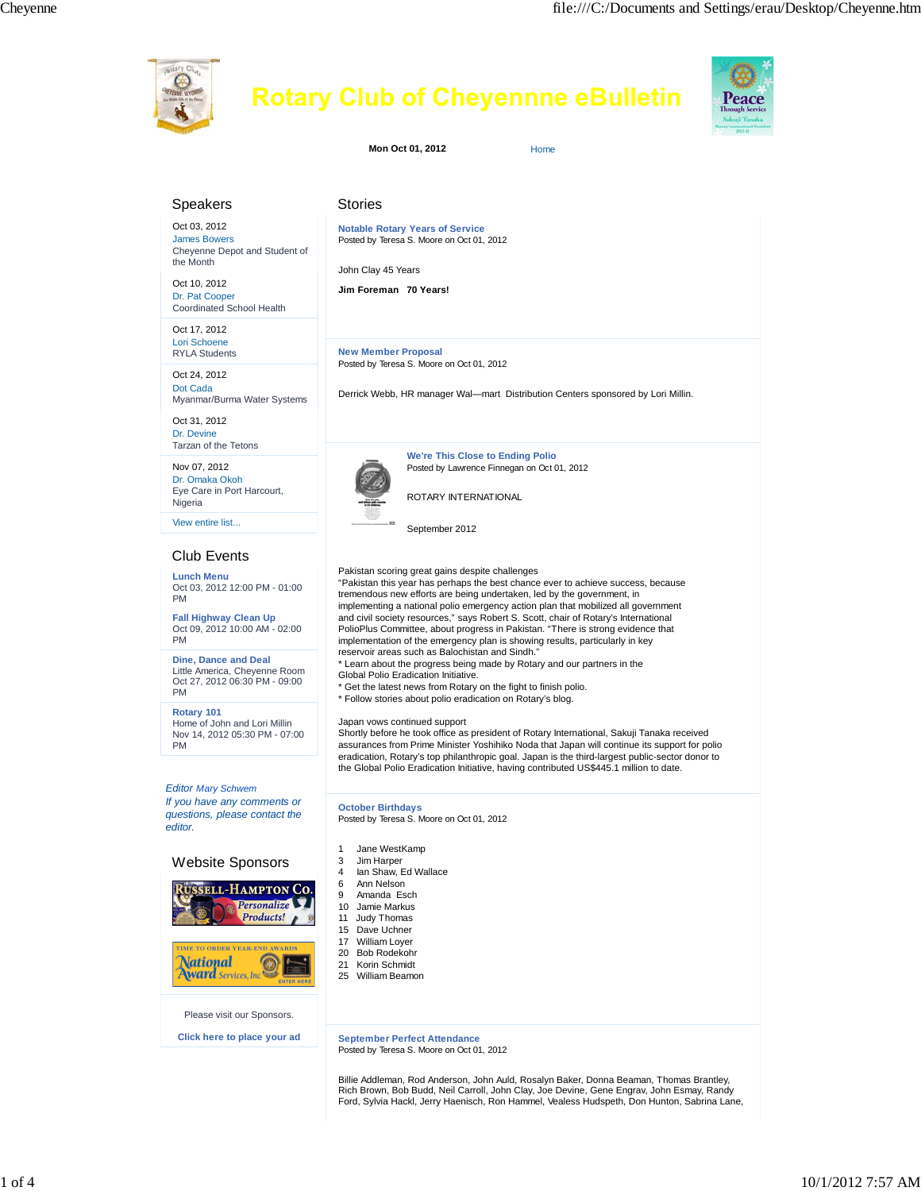# Rotary Club of Cheyenne eBulletin

**Mon Oct 01, 2012** Home

## Speakers

Oct 03, 2012
James Bowers
Cheyenne Depot and Student of the Month

Oct 10, 2012
Dr. Pat Cooper
Coordinated School Health

Oct 17, 2012
Lori Schoene
RYLA Students

Oct 24, 2012
Dot Cada
Myanmar/Burma Water Systems

Oct 31, 2012
Dr. Devine
Tarzan of the Tetons

Nov 07, 2012
Dr. Omaka Okoh
Eye Care in Port Harcourt, Nigeria

View entire list...

## Club Events

**Lunch Menu**
Oct 03, 2012 12:00 PM - 01:00 PM

**Fall Highway Clean Up**
Oct 09, 2012 10:00 AM - 02:00 PM

**Dine, Dance and Deal**
Little America, Cheyenne Room
Oct 27, 2012 06:30 PM - 09:00 PM

**Rotary 101**
Home of John and Lori Millin
Nov 14, 2012 05:30 PM - 07:00 PM

*Editor Mary Schwem*
*If you have any comments or questions, please contact the editor.*

## Website Sponsors

Please visit our Sponsors.

**Click here to place your ad**

## Stories

### Notable Rotary Years of Service

Posted by Teresa S. Moore on Oct 01, 2012

John Clay 45 Years

**Jim Foreman 70 Years!**

### New Member Proposal

Posted by Teresa S. Moore on Oct 01, 2012

Derrick Webb, HR manager Wal—mart Distribution Centers sponsored by Lori Millin.

### We're This Close to Ending Polio

Posted by Lawrence Finnegan on Oct 01, 2012

ROTARY INTERNATIONAL

September 2012

Pakistan scoring great gains despite challenges
"Pakistan this year has perhaps the best chance ever to achieve success, because tremendous new efforts are being undertaken, led by the government, in implementing a national polio emergency action plan that mobilized all government and civil society resources," says Robert S. Scott, chair of Rotary's International PolioPlus Committee, about progress in Pakistan. "There is strong evidence that implementation of the emergency plan is showing results, particularly in key reservoir areas such as Balochistan and Sindh."
* Learn about the progress being made by Rotary and our partners in the Global Polio Eradication Initiative.
* Get the latest news from Rotary on the fight to finish polio.
* Follow stories about polio eradication on Rotary's blog.

Japan vows continued support
Shortly before he took office as president of Rotary International, Sakuji Tanaka received assurances from Prime Minister Yoshihiko Noda that Japan will continue its support for polio eradication, Rotary's top philanthropic goal. Japan is the third-largest public-sector donor to the Global Polio Eradication Initiative, having contributed US$445.1 million to date.

### October Birthdays

Posted by Teresa S. Moore on Oct 01, 2012

1 Jane WestKamp
3 Jim Harper
4 Ian Shaw, Ed Wallace
6 Ann Nelson
9 Amanda Esch
10 Jamie Markus
11 Judy Thomas
15 Dave Uchner
17 William Loyer
20 Bob Rodekohr
21 Korin Schmidt
25 William Beamon

### September Perfect Attendance

Posted by Teresa S. Moore on Oct 01, 2012

Billie Addleman, Rod Anderson, John Auld, Rosalyn Baker, Donna Beaman, Thomas Brantley, Rich Brown, Bob Budd, Neil Carroll, John Clay, Joe Devine, Gene Engrav, John Esmay, Randy Ford, Sylvia Hackl, Jerry Haenisch, Ron Hammel, Vealess Hudspeth, Don Hunton, Sabrina Lane,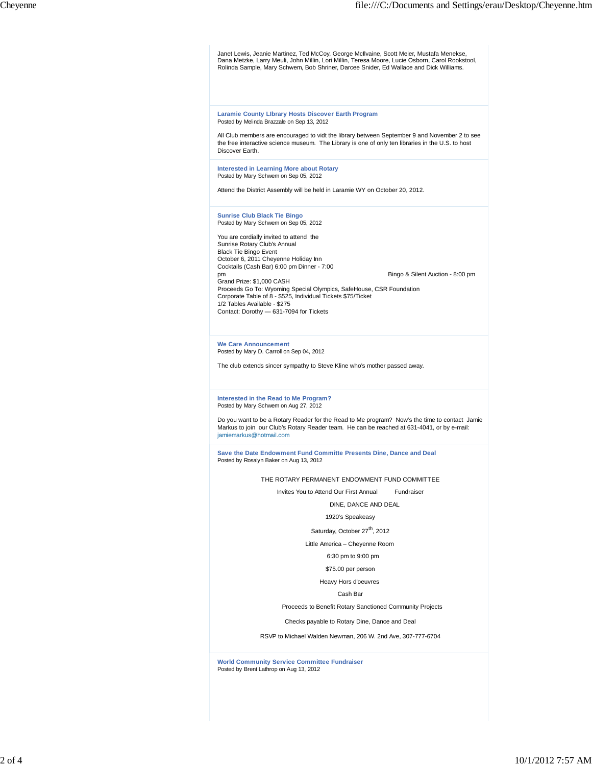Janet Lewis, Jeanie Martinez, Ted McCoy, George McIlvaine, Scott Meier, Mustafa Menekse, Dana Metzke, Larry Meuli, John Millin, Lori Millin, Teresa Moore, Lucie Osborn, Carol Rookstool, Rolinda Sample, Mary Schwem, Bob Shriner, Darcee Snider, Ed Wallace and Dick Williams.

### Laramie County LIbrary Hosts Discover Earth Program

Posted by Melinda Brazzale on Sep 13, 2012

All Club members are encouraged to vidt the library between September 9 and November 2 to see the free interactive science museum. The Library is one of only ten libraries in the U.S. to host Discover Earth.

### Interested in Learning More about Rotary

Posted by Mary Schwem on Sep 05, 2012

Attend the District Assembly will be held in Laramie WY on October 20, 2012.

### Sunrise Club Black Tie Bingo

Posted by Mary Schwem on Sep 05, 2012

You are cordially invited to attend the
Sunrise Rotary Club's Annual
Black Tie Bingo Event
October 6, 2011 Cheyenne Holiday Inn
Cocktails (Cash Bar) 6:00 pm Dinner - 7:00 pm Bingo & Silent Auction - 8:00 pm
Grand Prize: $1,000 CASH
Proceeds Go To: Wyoming Special Olympics, SafeHouse, CSR Foundation
Corporate Table of 8 - $525, Individual Tickets $75/Ticket
1/2 Tables Available - $275
Contact: Dorothy — 631-7094 for Tickets

### We Care Announcement

Posted by Mary D. Carroll on Sep 04, 2012

The club extends sincer sympathy to Steve Kline who's mother passed away.

### Interested in the Read to Me Program?

Posted by Mary Schwem on Aug 27, 2012

Do you want to be a Rotary Reader for the Read to Me program? Now's the time to contact Jamie Markus to join our Club's Rotary Reader team. He can be reached at 631-4041, or by e-mail: jamiemarkus@hotmail.com

### Save the Date Endowment Fund Committe Presents Dine, Dance and Deal

Posted by Rosalyn Baker on Aug 13, 2012

THE ROTARY PERMANENT ENDOWMENT FUND COMMITTEE

Invites You to Attend Our First Annual Fundraiser

DINE, DANCE AND DEAL

1920's Speakeasy

Saturday, October 27th, 2012

Little America – Cheyenne Room

6:30 pm to 9:00 pm

$75.00 per person

Heavy Hors d'oeuvres

Cash Bar

Proceeds to Benefit Rotary Sanctioned Community Projects

Checks payable to Rotary Dine, Dance and Deal

RSVP to Michael Walden Newman, 206 W. 2nd Ave, 307-777-6704

### World Community Service Committee Fundraiser

Posted by Brent Lathrop on Aug 13, 2012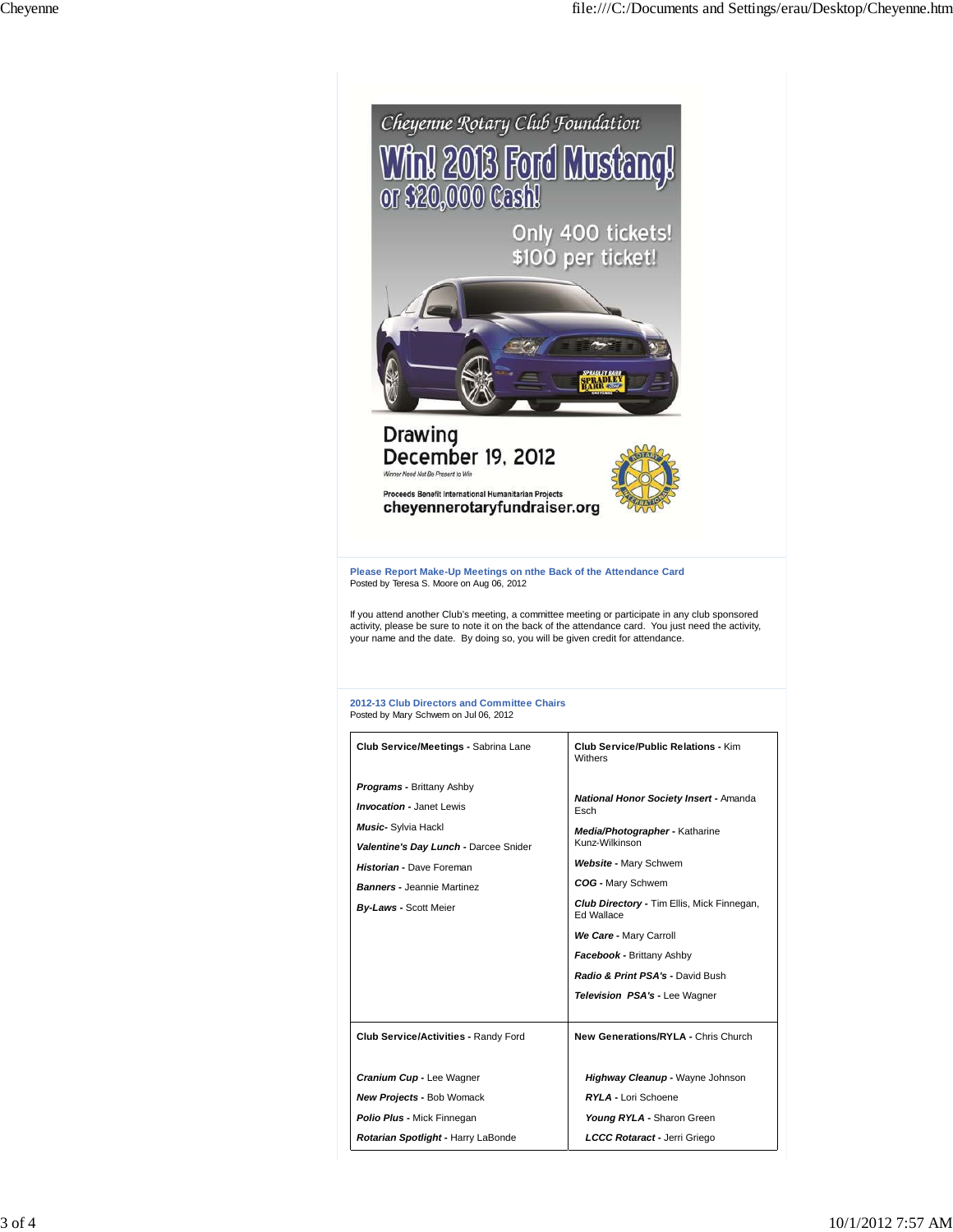Cheyenne Rotary Club Foundation

# Win! 2013 Ford Mustang! or $20,000 Cash!

Only 400 tickets! $100 per ticket!

Drawing December 19, 2012

Winner Need Not Be Present to Win

Proceeds Benefit International Humanitarian Projects

cheyennerotaryfundraiser.org

### Please Report Make-Up Meetings on nthe Back of the Attendance Card

Posted by Teresa S. Moore on Aug 06, 2012

If you attend another Club's meeting, a committee meeting or participate in any club sponsored activity, please be sure to note it on the back of the attendance card. You just need the activity, your name and the date. By doing so, you will be given credit for attendance.

### 2012-13 Club Directors and Committee Chairs

Posted by Mary Schwem on Jul 06, 2012

| **Club Service/Meetings -** Sabrina Lane | **Club Service/Public Relations -** Kim Withers |
|---|---|
| ***Programs -*** Brittany Ashby<br>***Invocation -*** Janet Lewis<br>***Music-*** Sylvia Hackl<br>***Valentine's Day Lunch -*** Darcee Snider<br>***Historian -*** Dave Foreman<br>***Banners -*** Jeannie Martinez<br>***By-Laws -*** Scott Meier | ***National Honor Society Insert -*** Amanda Esch<br>***Media/Photographer -*** Katharine Kunz-Wilkinson<br>***Website -*** Mary Schwem<br>***COG -*** Mary Schwem<br>***Club Directory -*** Tim Ellis, Mick Finnegan, Ed Wallace<br>***We Care -*** Mary Carroll<br>***Facebook -*** Brittany Ashby<br>***Radio & Print PSA's -*** David Bush<br>***Television PSA's -*** Lee Wagner |
| **Club Service/Activities -** Randy Ford | **New Generations/RYLA -** Chris Church |
| ***Cranium Cup -*** Lee Wagner<br>***New Projects -*** Bob Womack<br>***Polio Plus -*** Mick Finnegan<br>***Rotarian Spotlight -*** Harry LaBonde | ***Highway Cleanup -*** Wayne Johnson<br>***RYLA -*** Lori Schoene<br>***Young RYLA -*** Sharon Green<br>***LCCC Rotaract -*** Jerri Griego |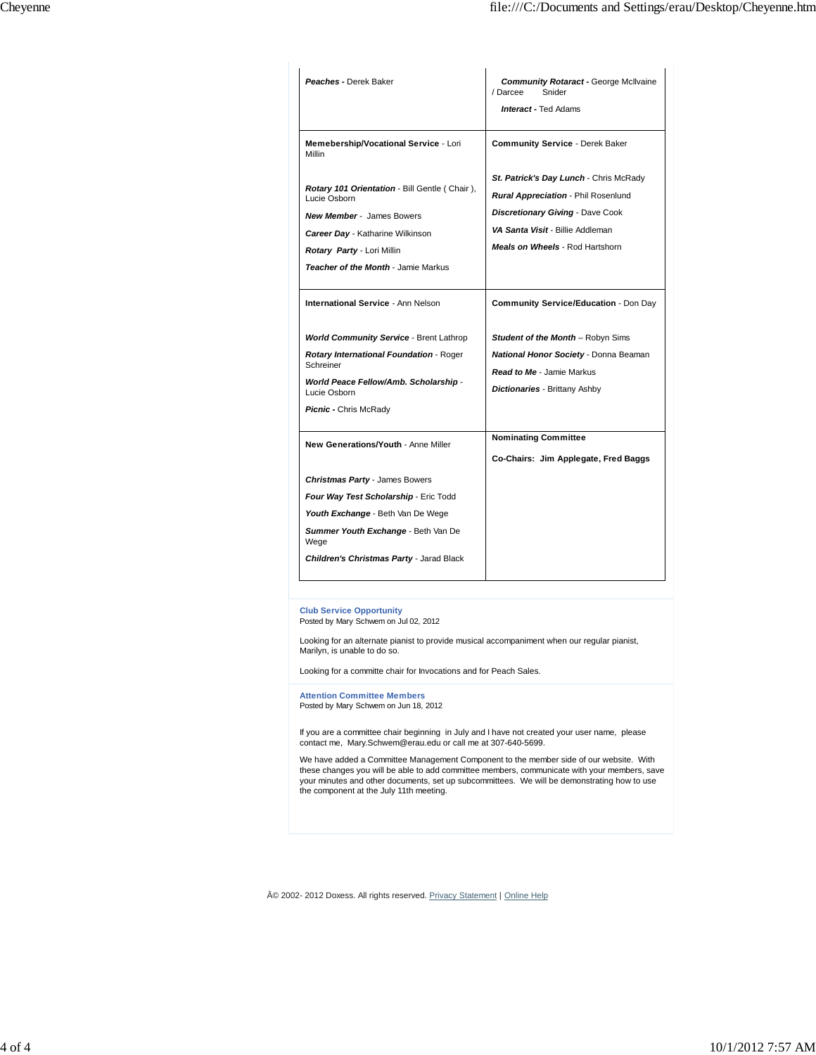| | |
|---|---|
| ***Peaches -*** Derek Baker | ***Community Rotaract -*** George McIlvaine / Darcee Snider<br><br>***Interact -*** Ted Adams |
| **Memebership/Vocational Service** - Lori Millin<br><br>***Rotary 101 Orientation*** - Bill Gentle ( Chair ), Lucie Osborn<br><br>***New Member*** - James Bowers<br><br>***Career Day*** - Katharine Wilkinson<br><br>***Rotary Party*** - Lori Millin<br><br>***Teacher of the Month*** - Jamie Markus | **Community Service** - Derek Baker<br><br>***St. Patrick's Day Lunch*** - Chris McRady<br><br>***Rural Appreciation*** - Phil Rosenlund<br><br>***Discretionary Giving*** - Dave Cook<br><br>***VA Santa Visit*** - Billie Addleman<br><br>***Meals on Wheels*** - Rod Hartshorn |
| **International Service** - Ann Nelson<br><br>***World Community Service*** - Brent Lathrop<br><br>***Rotary International Foundation*** - Roger Schreiner<br><br>***World Peace Fellow/Amb. Scholarship*** - Lucie Osborn<br><br>***Picnic -*** Chris McRady | **Community Service/Education** - Don Day<br><br>***Student of the Month*** – Robyn Sims<br><br>***National Honor Society*** - Donna Beaman<br><br>***Read to Me*** - Jamie Markus<br><br>***Dictionaries*** - Brittany Ashby |
| **New Generations/Youth** - Anne Miller<br><br>***Christmas Party*** - James Bowers<br><br>***Four Way Test Scholarship*** - Eric Todd<br><br>***Youth Exchange*** - Beth Van De Wege<br><br>***Summer Youth Exchange*** - Beth Van De Wege<br><br>***Children's Christmas Party*** - Jarad Black | **Nominating Committee**<br><br>**Co-Chairs: Jim Applegate, Fred Baggs** |

**Club Service Opportunity**
Posted by Mary Schwem on Jul 02, 2012

Looking for an alternate pianist to provide musical accompaniment when our regular pianist, Marilyn, is unable to do so.

Looking for a committe chair for Invocations and for Peach Sales.

**Attention Committee Members**
Posted by Mary Schwem on Jun 18, 2012

If you are a committee chair beginning in July and I have not created your user name, please contact me, Mary.Schwem@erau.edu or call me at 307-640-5699.

We have added a Committee Management Component to the member side of our website. With these changes you will be able to add committee members, communicate with your members, save your minutes and other documents, set up subcommittees. We will be demonstrating how to use the component at the July 11th meeting.

Â© 2002- 2012 Doxess. All rights reserved. Privacy Statement | Online Help